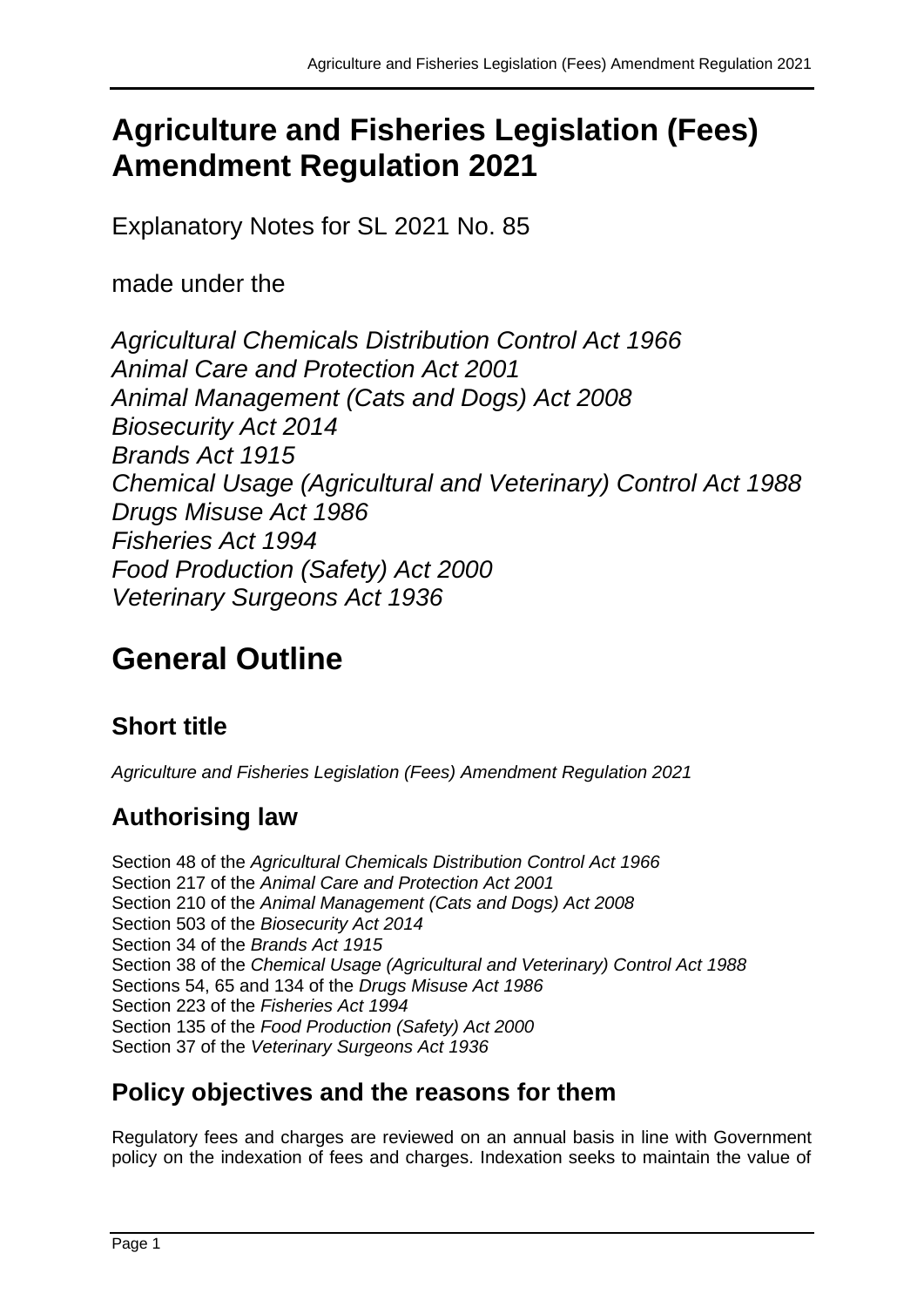# Agriculture and Fisheries Legislation (Fees) Amendment Regulation 2021

Explanatory Notes for SL 2021 No. 85

made under the

*Agricultural Chemicals Distribution Control Act 1966*
*Animal Care and Protection Act 2001*
*Animal Management (Cats and Dogs) Act 2008*
*Biosecurity Act 2014*
*Brands Act 1915*
*Chemical Usage (Agricultural and Veterinary) Control Act 1988*
*Drugs Misuse Act 1986*
*Fisheries Act 1994*
*Food Production (Safety) Act 2000*
*Veterinary Surgeons Act 1936*

# General Outline

## Short title

*Agriculture and Fisheries Legislation (Fees) Amendment Regulation 2021*

## Authorising law

Section 48 of the *Agricultural Chemicals Distribution Control Act 1966*
Section 217 of the *Animal Care and Protection Act 2001*
Section 210 of the *Animal Management (Cats and Dogs) Act 2008*
Section 503 of the *Biosecurity Act 2014*
Section 34 of the *Brands Act 1915*
Section 38 of the *Chemical Usage (Agricultural and Veterinary) Control Act 1988*
Sections 54, 65 and 134 of the *Drugs Misuse Act 1986*
Section 223 of the *Fisheries Act 1994*
Section 135 of the *Food Production (Safety) Act 2000*
Section 37 of the *Veterinary Surgeons Act 1936*

## Policy objectives and the reasons for them

Regulatory fees and charges are reviewed on an annual basis in line with Government policy on the indexation of fees and charges. Indexation seeks to maintain the value of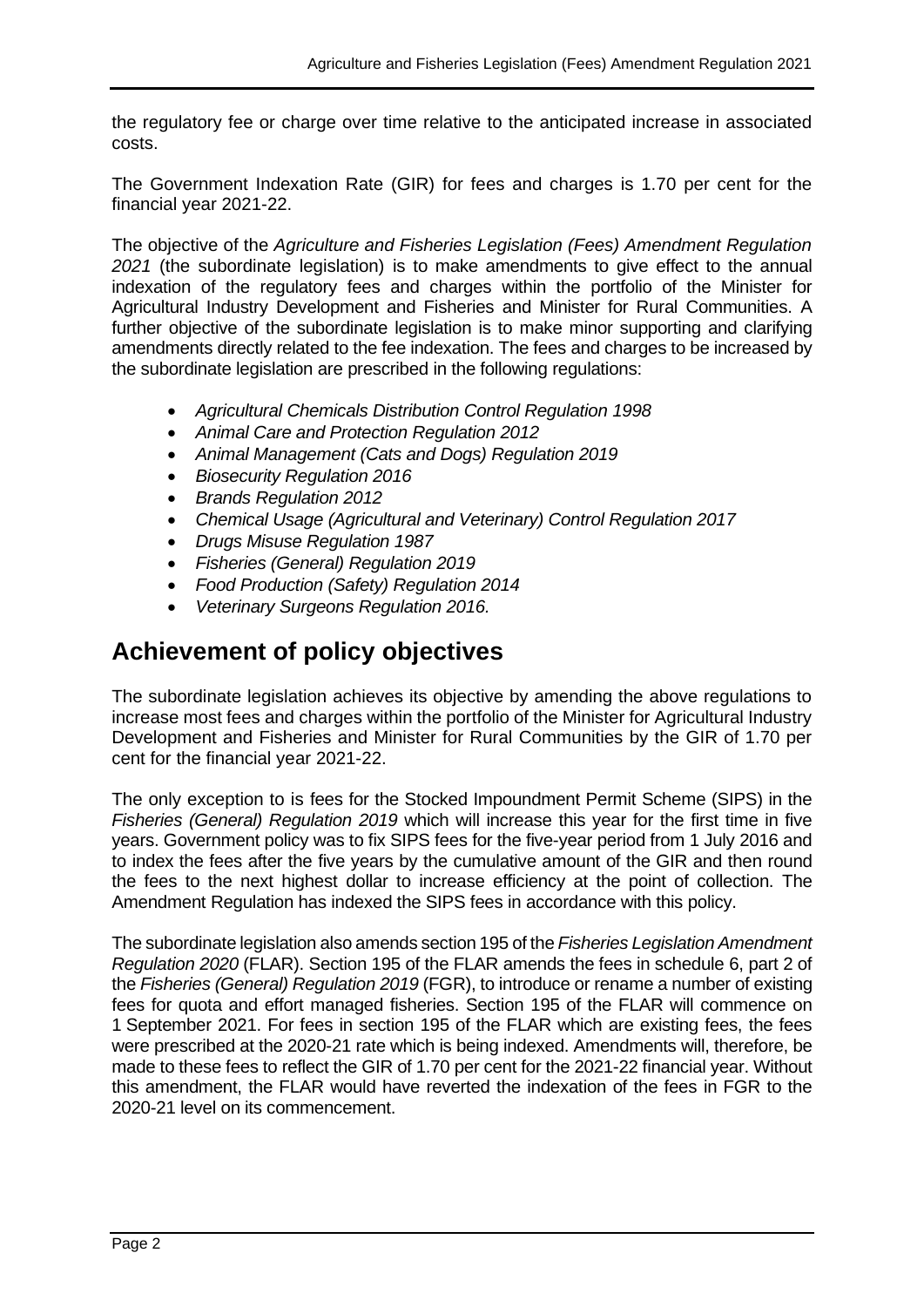the regulatory fee or charge over time relative to the anticipated increase in associated costs.

The Government Indexation Rate (GIR) for fees and charges is 1.70 per cent for the financial year 2021-22.

The objective of the *Agriculture and Fisheries Legislation (Fees) Amendment Regulation 2021* (the subordinate legislation) is to make amendments to give effect to the annual indexation of the regulatory fees and charges within the portfolio of the Minister for Agricultural Industry Development and Fisheries and Minister for Rural Communities. A further objective of the subordinate legislation is to make minor supporting and clarifying amendments directly related to the fee indexation. The fees and charges to be increased by the subordinate legislation are prescribed in the following regulations:

- *Agricultural Chemicals Distribution Control Regulation 1998*
- *Animal Care and Protection Regulation 2012*
- *Animal Management (Cats and Dogs) Regulation 2019*
- *Biosecurity Regulation 2016*
- *Brands Regulation 2012*
- *Chemical Usage (Agricultural and Veterinary) Control Regulation 2017*
- *Drugs Misuse Regulation 1987*
- *Fisheries (General) Regulation 2019*
- *Food Production (Safety) Regulation 2014*
- *Veterinary Surgeons Regulation 2016.*

## Achievement of policy objectives

The subordinate legislation achieves its objective by amending the above regulations to increase most fees and charges within the portfolio of the Minister for Agricultural Industry Development and Fisheries and Minister for Rural Communities by the GIR of 1.70 per cent for the financial year 2021-22.

The only exception to is fees for the Stocked Impoundment Permit Scheme (SIPS) in the *Fisheries (General) Regulation 2019* which will increase this year for the first time in five years. Government policy was to fix SIPS fees for the five-year period from 1 July 2016 and to index the fees after the five years by the cumulative amount of the GIR and then round the fees to the next highest dollar to increase efficiency at the point of collection. The Amendment Regulation has indexed the SIPS fees in accordance with this policy.

The subordinate legislation also amends section 195 of the *Fisheries Legislation Amendment Regulation 2020* (FLAR). Section 195 of the FLAR amends the fees in schedule 6, part 2 of the *Fisheries (General) Regulation 2019* (FGR), to introduce or rename a number of existing fees for quota and effort managed fisheries. Section 195 of the FLAR will commence on 1 September 2021. For fees in section 195 of the FLAR which are existing fees, the fees were prescribed at the 2020-21 rate which is being indexed. Amendments will, therefore, be made to these fees to reflect the GIR of 1.70 per cent for the 2021-22 financial year. Without this amendment, the FLAR would have reverted the indexation of the fees in FGR to the 2020-21 level on its commencement.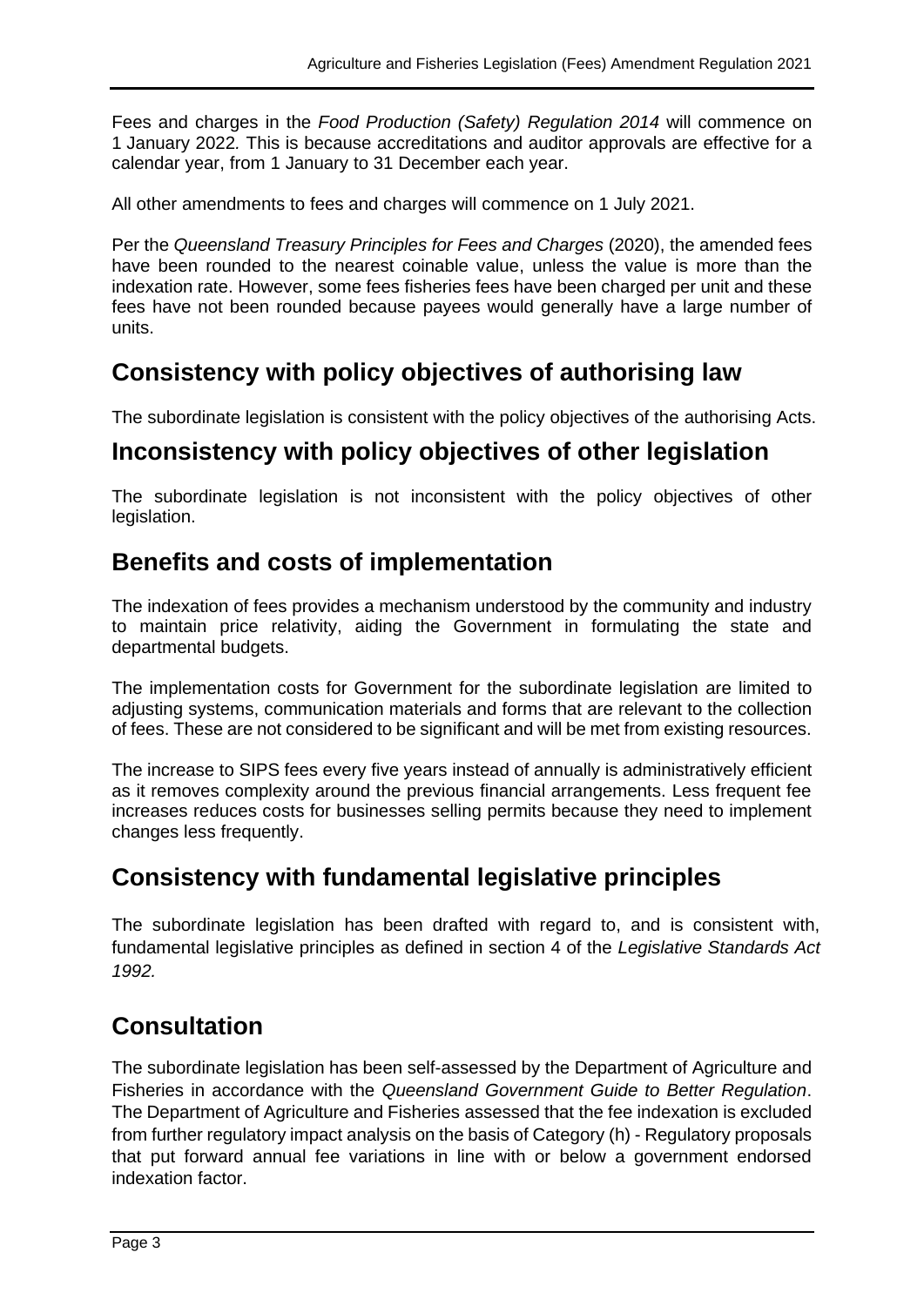Fees and charges in the *Food Production (Safety) Regulation 2014* will commence on 1 January 2022*.* This is because accreditations and auditor approvals are effective for a calendar year, from 1 January to 31 December each year.

All other amendments to fees and charges will commence on 1 July 2021.

Per the *Queensland Treasury Principles for Fees and Charges* (2020), the amended fees have been rounded to the nearest coinable value, unless the value is more than the indexation rate. However, some fees fisheries fees have been charged per unit and these fees have not been rounded because payees would generally have a large number of units.

## Consistency with policy objectives of authorising law

The subordinate legislation is consistent with the policy objectives of the authorising Acts.

## Inconsistency with policy objectives of other legislation

The subordinate legislation is not inconsistent with the policy objectives of other legislation.

## Benefits and costs of implementation

The indexation of fees provides a mechanism understood by the community and industry to maintain price relativity, aiding the Government in formulating the state and departmental budgets.

The implementation costs for Government for the subordinate legislation are limited to adjusting systems, communication materials and forms that are relevant to the collection of fees. These are not considered to be significant and will be met from existing resources.

The increase to SIPS fees every five years instead of annually is administratively efficient as it removes complexity around the previous financial arrangements. Less frequent fee increases reduces costs for businesses selling permits because they need to implement changes less frequently.

## Consistency with fundamental legislative principles

The subordinate legislation has been drafted with regard to, and is consistent with, fundamental legislative principles as defined in section 4 of the *Legislative Standards Act 1992.*

## Consultation

The subordinate legislation has been self-assessed by the Department of Agriculture and Fisheries in accordance with the *Queensland Government Guide to Better Regulation*. The Department of Agriculture and Fisheries assessed that the fee indexation is excluded from further regulatory impact analysis on the basis of Category (h) - Regulatory proposals that put forward annual fee variations in line with or below a government endorsed indexation factor.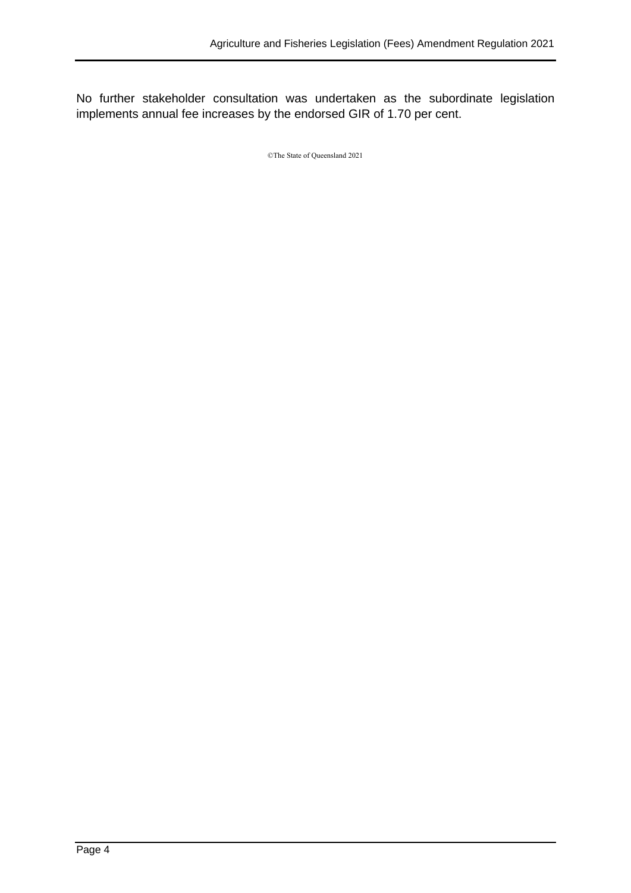No further stakeholder consultation was undertaken as the subordinate legislation implements annual fee increases by the endorsed GIR of 1.70 per cent.

©The State of Queensland 2021